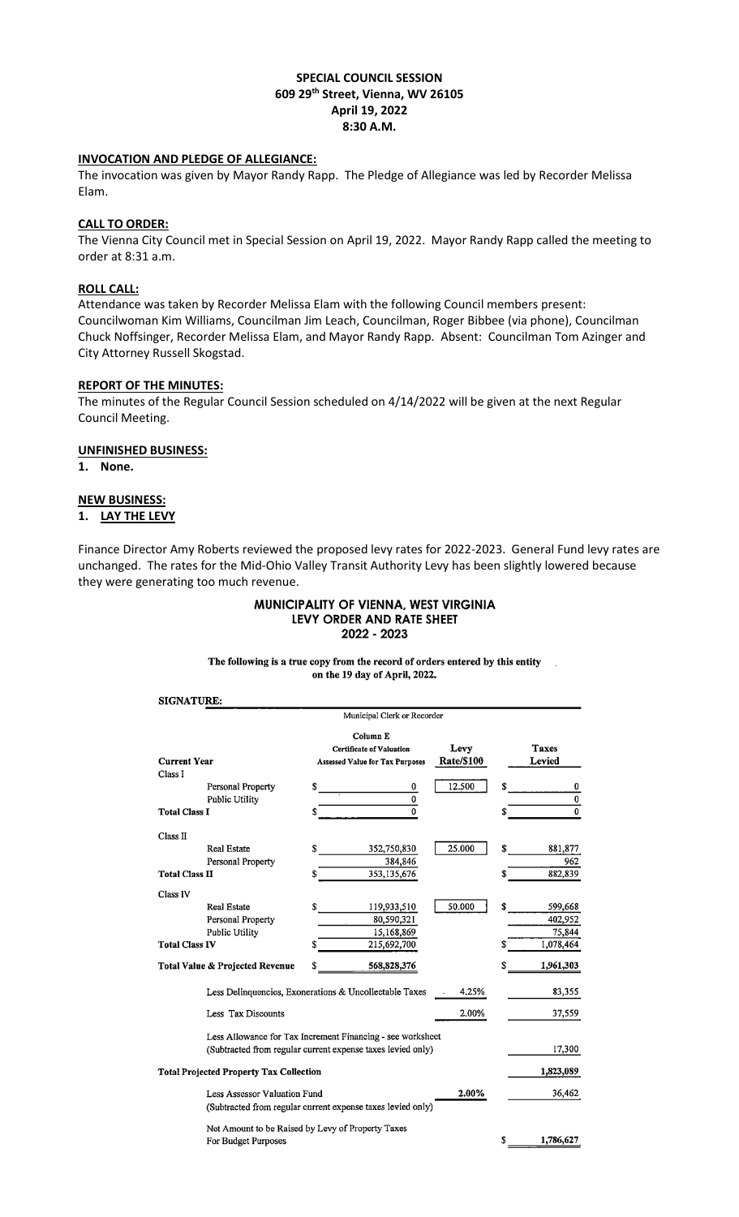**SPECIAL COUNCIL SESSION**
**609 29th Street, Vienna, WV 26105**
**April 19, 2022**
**8:30 A.M.**

**INVOCATION AND PLEDGE OF ALLEGIANCE:**

The invocation was given by Mayor Randy Rapp. The Pledge of Allegiance was led by Recorder Melissa Elam.

**CALL TO ORDER:**

The Vienna City Council met in Special Session on April 19, 2022. Mayor Randy Rapp called the meeting to order at 8:31 a.m.

**ROLL CALL:**

Attendance was taken by Recorder Melissa Elam with the following Council members present: Councilwoman Kim Williams, Councilman Jim Leach, Councilman, Roger Bibbee (via phone), Councilman Chuck Noffsinger, Recorder Melissa Elam, and Mayor Randy Rapp. Absent: Councilman Tom Azinger and City Attorney Russell Skogstad.

**REPORT OF THE MINUTES:**

The minutes of the Regular Council Session scheduled on 4/14/2022 will be given at the next Regular Council Meeting.

**UNFINISHED BUSINESS:**

1. **None.**

**NEW BUSINESS:**

1. **LAY THE LEVY**

Finance Director Amy Roberts reviewed the proposed levy rates for 2022-2023. General Fund levy rates are unchanged. The rates for the Mid-Ohio Valley Transit Authority Levy has been slightly lowered because they were generating too much revenue.

**MUNICIPALITY OF VIENNA, WEST VIRGINIA**
**LEVY ORDER AND RATE SHEET**
**2022 - 2023**

**The following is a true copy from the record of orders entered by this entity on the 19 day of April, 2022.**

**SIGNATURE:** ______________________
Municipal Clerk or Recorder

| Current Year | Column E Certificate of Valuation Assessed Value for Tax Purposes | Levy Rate/$100 | Taxes Levied |
|---|---|---|---|
| Class I | | | |
| Personal Property | $ 0 | 12.500 | $ 0 |
| Public Utility | 0 | | 0 |
| **Total Class I** | $ 0 | | $ 0 |
| Class II | | | |
| Real Estate | $ 352,750,830 | 25.000 | $ 881,877 |
| Personal Property | 384,846 | | 962 |
| **Total Class II** | $ 353,135,676 | | $ 882,839 |
| Class IV | | | |
| Real Estate | $ 119,933,510 | 50.000 | $ 599,668 |
| Personal Property | 80,590,321 | | 402,952 |
| Public Utility | 15,168,869 | | 75,844 |
| **Total Class IV** | $ 215,692,700 | | $ 1,078,464 |
| **Total Value & Projected Revenue** | $ 568,828,376 | | $ 1,961,303 |
| Less Delinquencies, Exonerations & Uncollectable Taxes | | 4.25% | 83,355 |
| Less Tax Discounts | | 2.00% | 37,559 |
| Less Allowance for Tax Increment Financing - see worksheet (Subtracted from regular current expense taxes levied only) | | | 17,300 |
| **Total Projected Property Tax Collection** | | | 1,823,089 |
| Less Assessor Valuation Fund (Subtracted from regular current expense taxes levied only) | | 2.00% | 36,462 |
| Net Amount to be Raised by Levy of Property Taxes For Budget Purposes | | | $ 1,786,627 |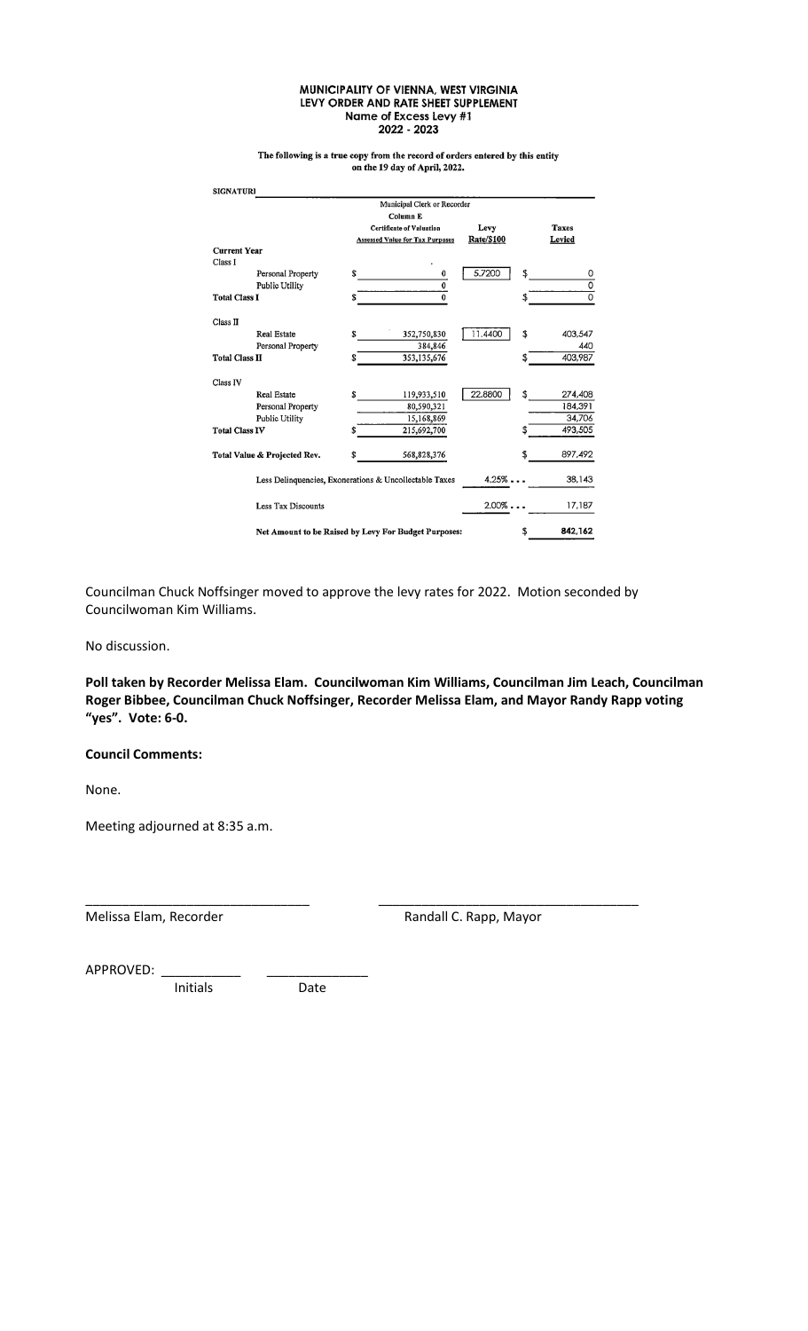**MUNICIPALITY OF VIENNA, WEST VIRGINIA**
**LEVY ORDER AND RATE SHEET SUPPLEMENT**
**Name of Excess Levy #1**
**2022 - 2023**

**The following is a true copy from the record of orders entered by this entity on the 19 day of April, 2022.**

SIGNATURE _______________________________
Municipal Clerk or Recorder

| | Column E Certificate of Valuation Assessed Value for Tax Purposes | Levy Rate/$100 | Taxes Levied |
|---|---|---|---|
| **Current Year** | | | |
| Class I | | | |
| Personal Property | $ 0 | 5.7200 | $ 0 |
| Public Utility | 0 | | 0 |
| **Total Class I** | $ 0 | | $ 0 |
| Class II | | | |
| Real Estate | $ 352,750,830 | 11.4400 | $ 403,547 |
| Personal Property | 384,846 | | 440 |
| **Total Class II** | $ 353,135,676 | | $ 403,987 |
| Class IV | | | |
| Real Estate | $ 119,933,510 | 22.8800 | $ 274,408 |
| Personal Property | 80,590,321 | | 184,391 |
| Public Utility | 15,168,869 | | 34,706 |
| **Total Class IV** | $ 215,692,700 | | $ 493,505 |
| **Total Value & Projected Rev.** | $ 568,828,376 | | $ 897,492 |
| Less Delinquencies, Exonerations & Uncollectable Taxes | | 4.25% . . . | 38,143 |
| Less Tax Discounts | | 2.00% . . . | 17,187 |
| **Net Amount to be Raised by Levy For Budget Purposes:** | | | $ **842,162** |

Councilman Chuck Noffsinger moved to approve the levy rates for 2022. Motion seconded by Councilwoman Kim Williams.

No discussion.

**Poll taken by Recorder Melissa Elam. Councilwoman Kim Williams, Councilman Jim Leach, Councilman Roger Bibbee, Councilman Chuck Noffsinger, Recorder Melissa Elam, and Mayor Randy Rapp voting "yes". Vote: 6-0.**

**Council Comments:**

None.

Meeting adjourned at 8:35 a.m.

_______________________________ _______________________________
Melissa Elam, Recorder Randall C. Rapp, Mayor

APPROVED: ___________ ______________
Initials Date